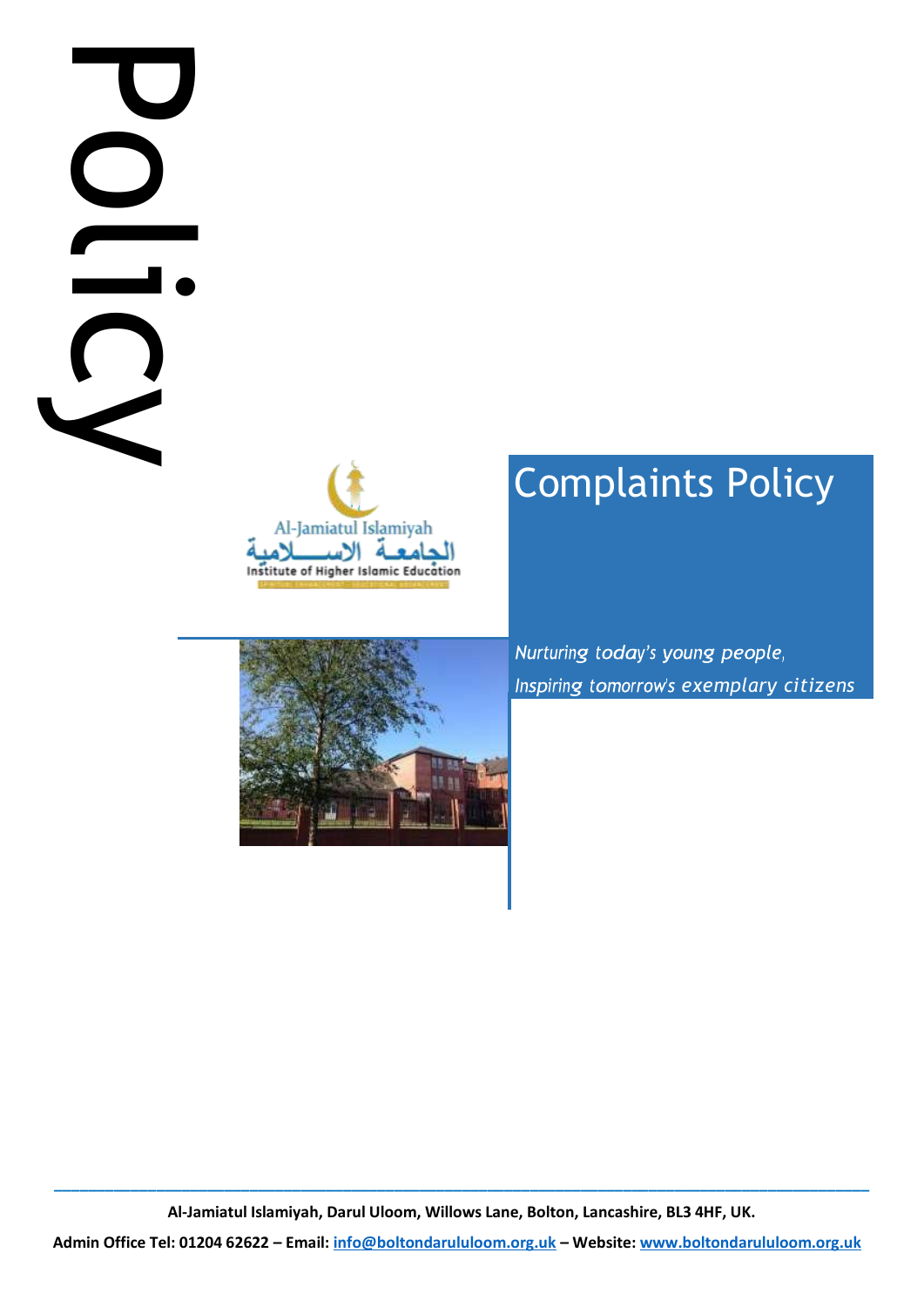Policy

Al-Jamiatul Islamiyah

الجامعة الاسلامية

Institute of Higher Islamic Education

# Complaints Policy

*Nurturing today's young people,*
*Inspiring tomorrow's exemplary citizens*

**Al-Jamiatul Islamiyah, Darul Uloom, Willows Lane, Bolton, Lancashire, BL3 4HF, UK.**

**Admin Office Tel: 01204 62622 – Email: info@boltondarululoom.org.uk – Website: www.boltondarululoom.org.uk**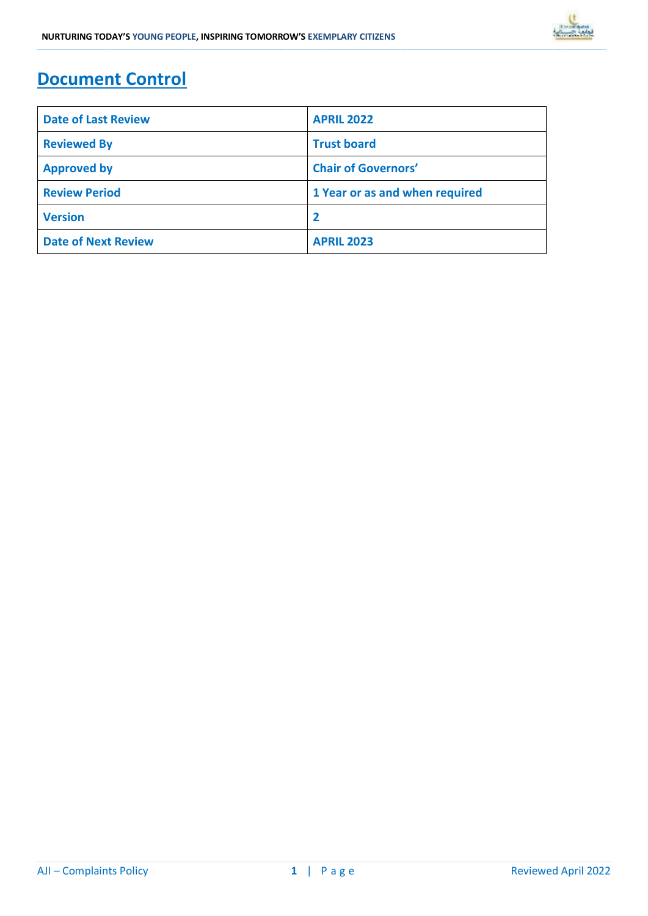# Document Control

| | |
|---|---|
| **Date of Last Review** | **APRIL 2022** |
| **Reviewed By** | **Trust board** |
| **Approved by** | **Chair of Governors'** |
| **Review Period** | **1 Year or as and when required** |
| **Version** | **2** |
| **Date of Next Review** | **APRIL 2023** |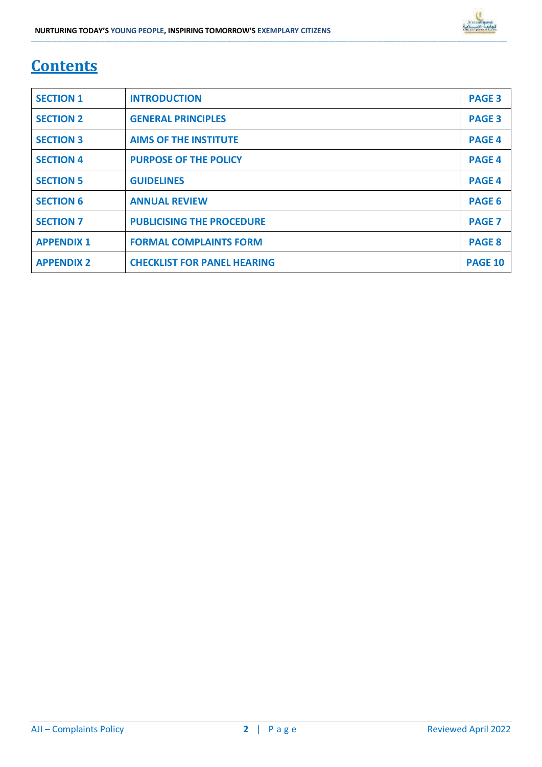# Contents

| | | |
|---|---|---|
| SECTION 1 | INTRODUCTION | PAGE 3 |
| SECTION 2 | GENERAL PRINCIPLES | PAGE 3 |
| SECTION 3 | AIMS OF THE INSTITUTE | PAGE 4 |
| SECTION 4 | PURPOSE OF THE POLICY | PAGE 4 |
| SECTION 5 | GUIDELINES | PAGE 4 |
| SECTION 6 | ANNUAL REVIEW | PAGE 6 |
| SECTION 7 | PUBLICISING THE PROCEDURE | PAGE 7 |
| APPENDIX 1 | FORMAL COMPLAINTS FORM | PAGE 8 |
| APPENDIX 2 | CHECKLIST FOR PANEL HEARING | PAGE 10 |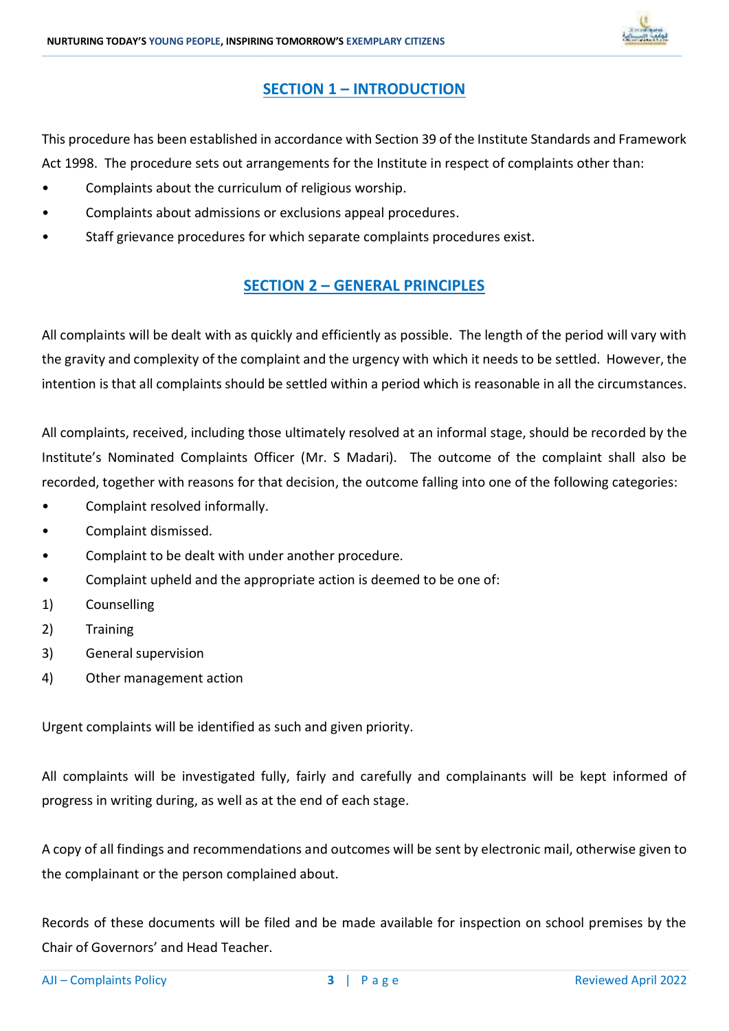## SECTION 1 – INTRODUCTION

This procedure has been established in accordance with Section 39 of the Institute Standards and Framework Act 1998. The procedure sets out arrangements for the Institute in respect of complaints other than:

- Complaints about the curriculum of religious worship.
- Complaints about admissions or exclusions appeal procedures.
- Staff grievance procedures for which separate complaints procedures exist.

## SECTION 2 – GENERAL PRINCIPLES

All complaints will be dealt with as quickly and efficiently as possible. The length of the period will vary with the gravity and complexity of the complaint and the urgency with which it needs to be settled. However, the intention is that all complaints should be settled within a period which is reasonable in all the circumstances.

All complaints, received, including those ultimately resolved at an informal stage, should be recorded by the Institute's Nominated Complaints Officer (Mr. S Madari). The outcome of the complaint shall also be recorded, together with reasons for that decision, the outcome falling into one of the following categories:

- Complaint resolved informally.
- Complaint dismissed.
- Complaint to be dealt with under another procedure.
- Complaint upheld and the appropriate action is deemed to be one of:

1) Counselling
2) Training
3) General supervision
4) Other management action

Urgent complaints will be identified as such and given priority.

All complaints will be investigated fully, fairly and carefully and complainants will be kept informed of progress in writing during, as well as at the end of each stage.

A copy of all findings and recommendations and outcomes will be sent by electronic mail, otherwise given to the complainant or the person complained about.

Records of these documents will be filed and be made available for inspection on school premises by the Chair of Governors' and Head Teacher.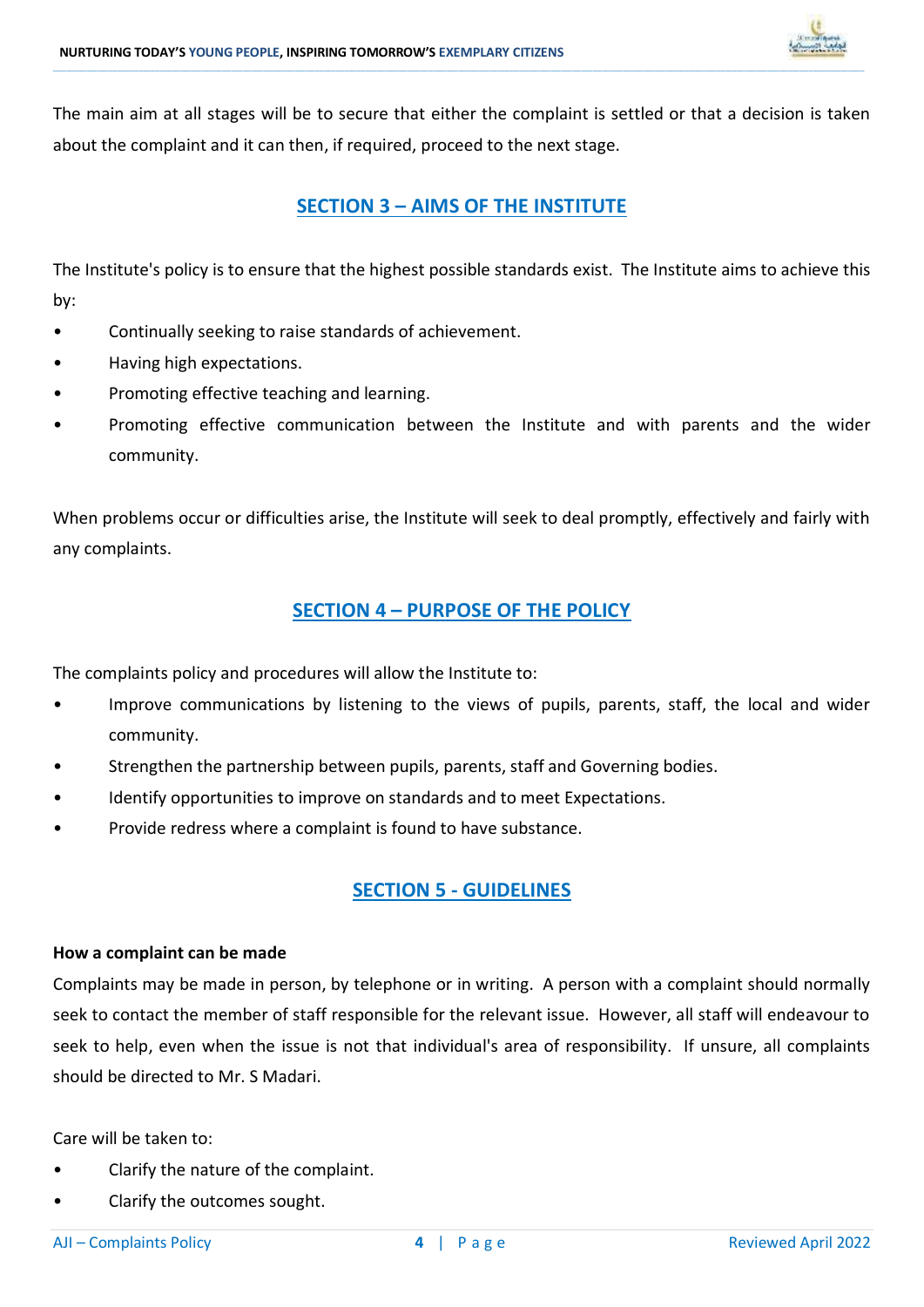The main aim at all stages will be to secure that either the complaint is settled or that a decision is taken about the complaint and it can then, if required, proceed to the next stage.

## SECTION 3 – AIMS OF THE INSTITUTE

The Institute's policy is to ensure that the highest possible standards exist. The Institute aims to achieve this by:

- Continually seeking to raise standards of achievement.
- Having high expectations.
- Promoting effective teaching and learning.
- Promoting effective communication between the Institute and with parents and the wider community.

When problems occur or difficulties arise, the Institute will seek to deal promptly, effectively and fairly with any complaints.

## SECTION 4 – PURPOSE OF THE POLICY

The complaints policy and procedures will allow the Institute to:

- Improve communications by listening to the views of pupils, parents, staff, the local and wider community.
- Strengthen the partnership between pupils, parents, staff and Governing bodies.
- Identify opportunities to improve on standards and to meet Expectations.
- Provide redress where a complaint is found to have substance.

## SECTION 5 - GUIDELINES

**How a complaint can be made**

Complaints may be made in person, by telephone or in writing. A person with a complaint should normally seek to contact the member of staff responsible for the relevant issue. However, all staff will endeavour to seek to help, even when the issue is not that individual's area of responsibility. If unsure, all complaints should be directed to Mr. S Madari.

Care will be taken to:

- Clarify the nature of the complaint.
- Clarify the outcomes sought.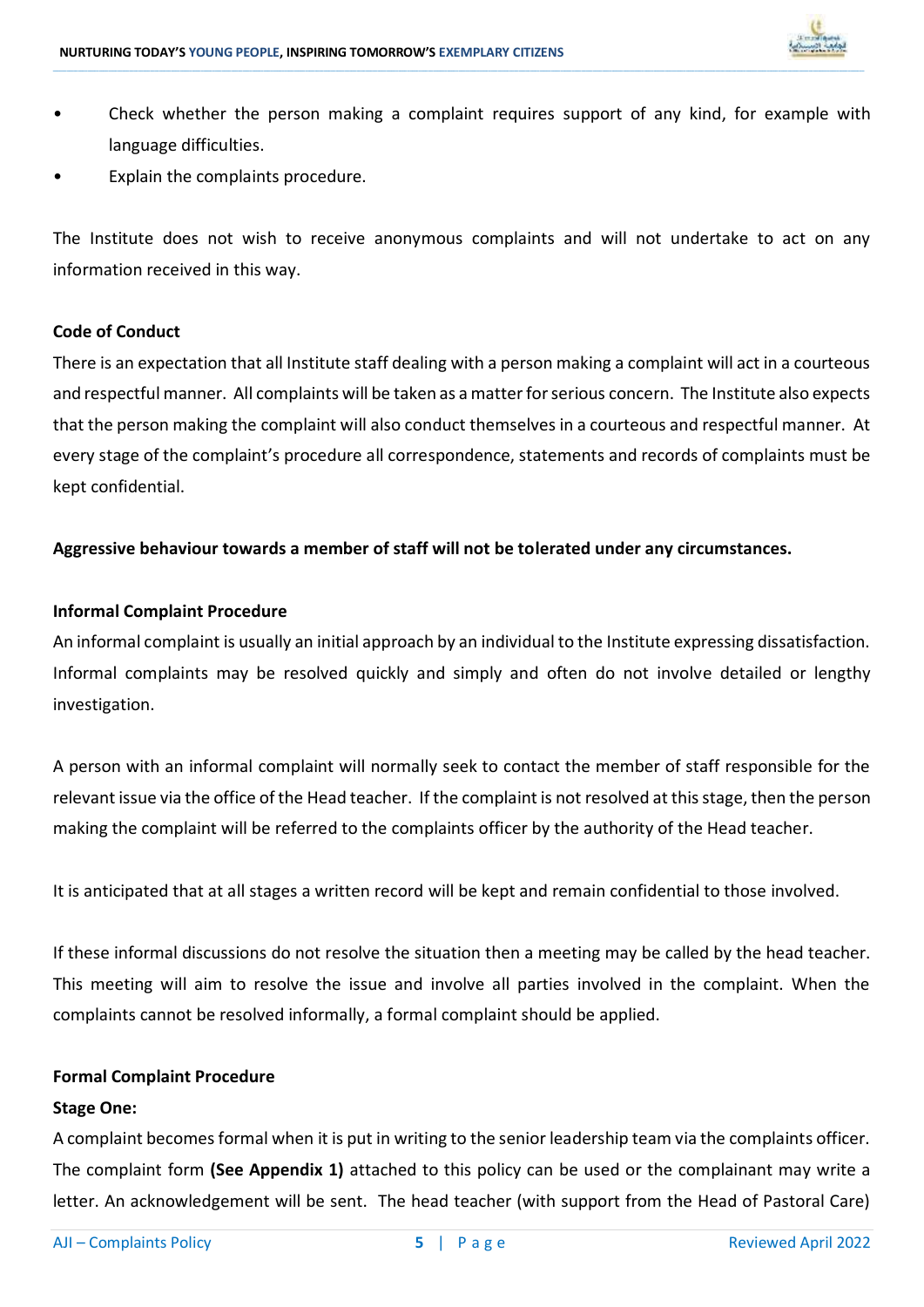- Check whether the person making a complaint requires support of any kind, for example with language difficulties.
- Explain the complaints procedure.

The Institute does not wish to receive anonymous complaints and will not undertake to act on any information received in this way.

**Code of Conduct**

There is an expectation that all Institute staff dealing with a person making a complaint will act in a courteous and respectful manner. All complaints will be taken as a matter for serious concern. The Institute also expects that the person making the complaint will also conduct themselves in a courteous and respectful manner. At every stage of the complaint's procedure all correspondence, statements and records of complaints must be kept confidential.

**Aggressive behaviour towards a member of staff will not be tolerated under any circumstances.**

**Informal Complaint Procedure**

An informal complaint is usually an initial approach by an individual to the Institute expressing dissatisfaction. Informal complaints may be resolved quickly and simply and often do not involve detailed or lengthy investigation.

A person with an informal complaint will normally seek to contact the member of staff responsible for the relevant issue via the office of the Head teacher. If the complaint is not resolved at this stage, then the person making the complaint will be referred to the complaints officer by the authority of the Head teacher.

It is anticipated that at all stages a written record will be kept and remain confidential to those involved.

If these informal discussions do not resolve the situation then a meeting may be called by the head teacher. This meeting will aim to resolve the issue and involve all parties involved in the complaint. When the complaints cannot be resolved informally, a formal complaint should be applied.

**Formal Complaint Procedure**

**Stage One:**

A complaint becomes formal when it is put in writing to the senior leadership team via the complaints officer. The complaint form **(See Appendix 1)** attached to this policy can be used or the complainant may write a letter. An acknowledgement will be sent. The head teacher (with support from the Head of Pastoral Care)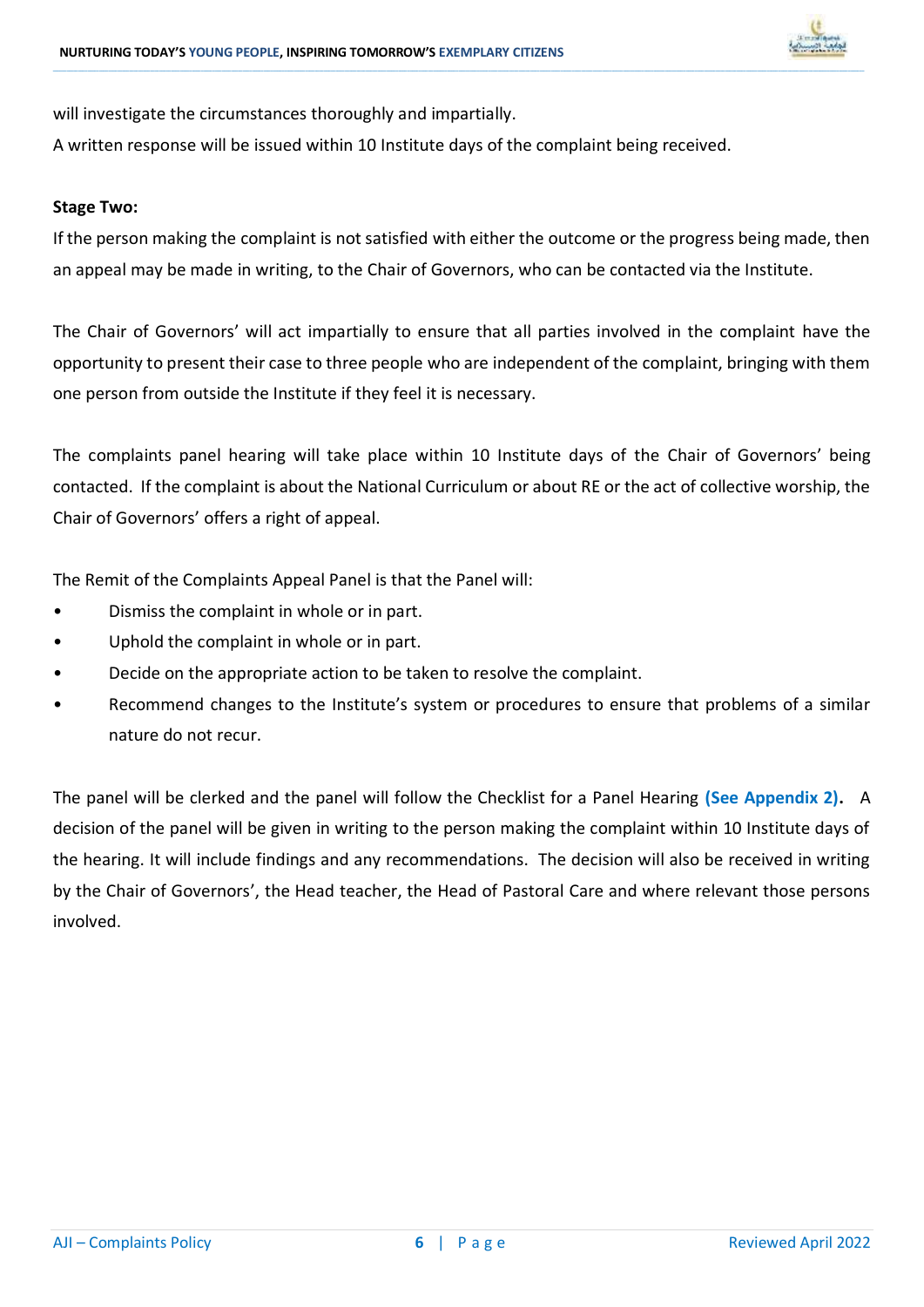will investigate the circumstances thoroughly and impartially.

A written response will be issued within 10 Institute days of the complaint being received.

**Stage Two:**

If the person making the complaint is not satisfied with either the outcome or the progress being made, then an appeal may be made in writing, to the Chair of Governors, who can be contacted via the Institute.

The Chair of Governors' will act impartially to ensure that all parties involved in the complaint have the opportunity to present their case to three people who are independent of the complaint, bringing with them one person from outside the Institute if they feel it is necessary.

The complaints panel hearing will take place within 10 Institute days of the Chair of Governors' being contacted. If the complaint is about the National Curriculum or about RE or the act of collective worship, the Chair of Governors' offers a right of appeal.

The Remit of the Complaints Appeal Panel is that the Panel will:

- Dismiss the complaint in whole or in part.
- Uphold the complaint in whole or in part.
- Decide on the appropriate action to be taken to resolve the complaint.
- Recommend changes to the Institute's system or procedures to ensure that problems of a similar nature do not recur.

The panel will be clerked and the panel will follow the Checklist for a Panel Hearing **(See Appendix 2).** A decision of the panel will be given in writing to the person making the complaint within 10 Institute days of the hearing. It will include findings and any recommendations. The decision will also be received in writing by the Chair of Governors', the Head teacher, the Head of Pastoral Care and where relevant those persons involved.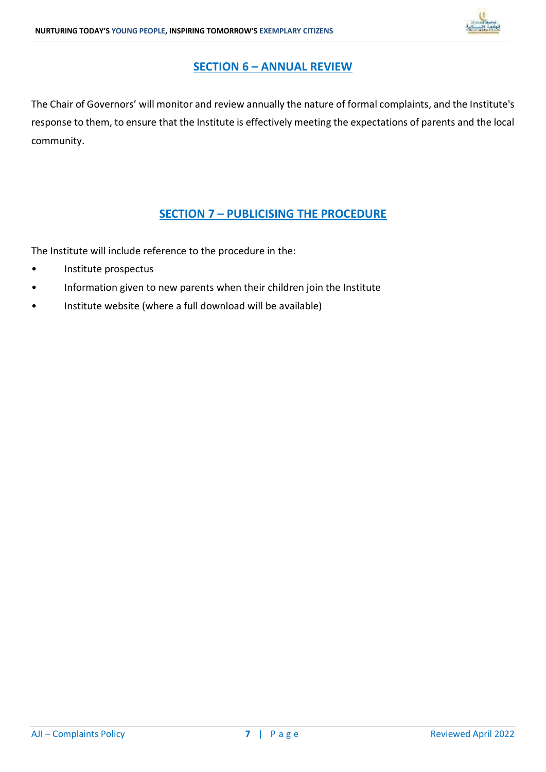## SECTION 6 – ANNUAL REVIEW

The Chair of Governors' will monitor and review annually the nature of formal complaints, and the Institute's response to them, to ensure that the Institute is effectively meeting the expectations of parents and the local community.

## SECTION 7 – PUBLICISING THE PROCEDURE

The Institute will include reference to the procedure in the:

- Institute prospectus
- Information given to new parents when their children join the Institute
- Institute website (where a full download will be available)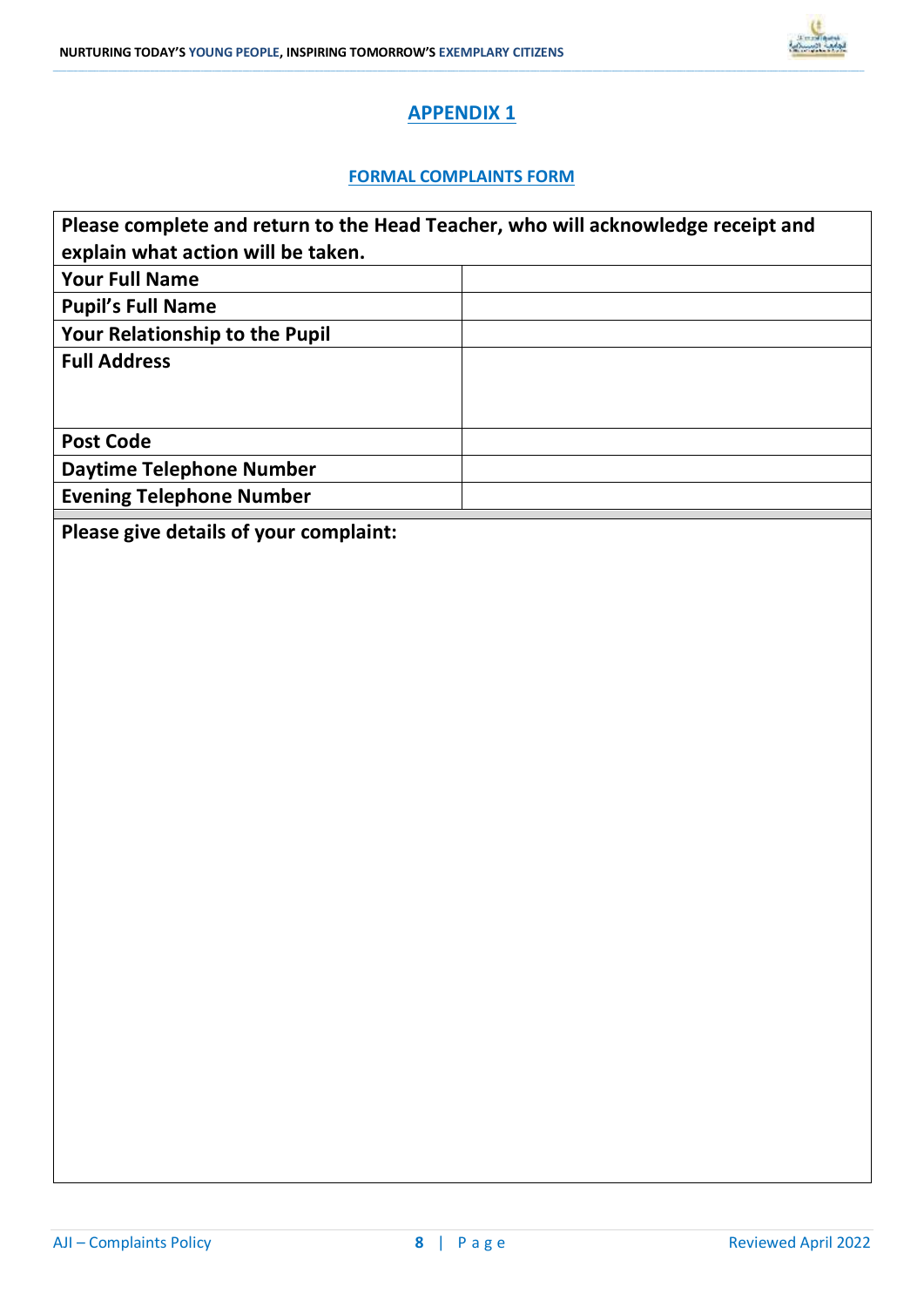## APPENDIX 1

### FORMAL COMPLAINTS FORM

| | |
|---|---|
| **Please complete and return to the Head Teacher, who will acknowledge receipt and explain what action will be taken.** | |
| **Your Full Name** | |
| **Pupil's Full Name** | |
| **Your Relationship to the Pupil** | |
| **Full Address** | |
| **Post Code** | |
| **Daytime Telephone Number** | |
| **Evening Telephone Number** | |

**Please give details of your complaint:**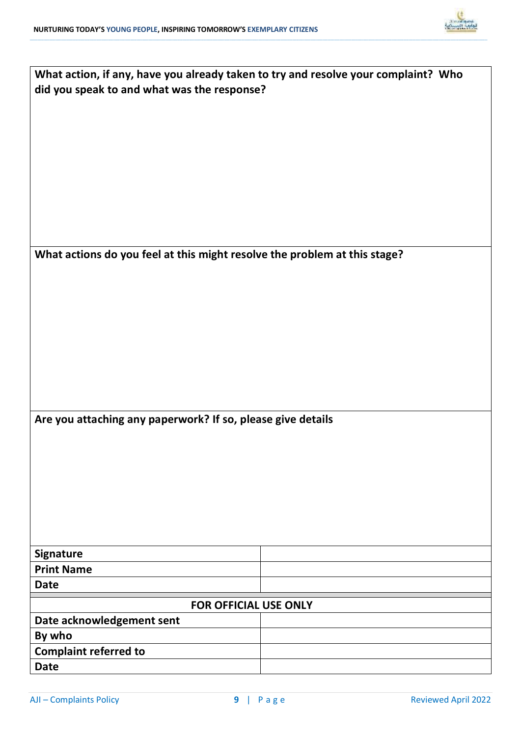**What action, if any, have you already taken to try and resolve your complaint? Who did you speak to and what was the response?**

**What actions do you feel at this might resolve the problem at this stage?**

**Are you attaching any paperwork? If so, please give details**

| | |
|---|---|
| **Signature** | |
| **Print Name** | |
| **Date** | |

| **FOR OFFICIAL USE ONLY** | |
|---|---|
| **Date acknowledgement sent** | |
| **By who** | |
| **Complaint referred to** | |
| **Date** | |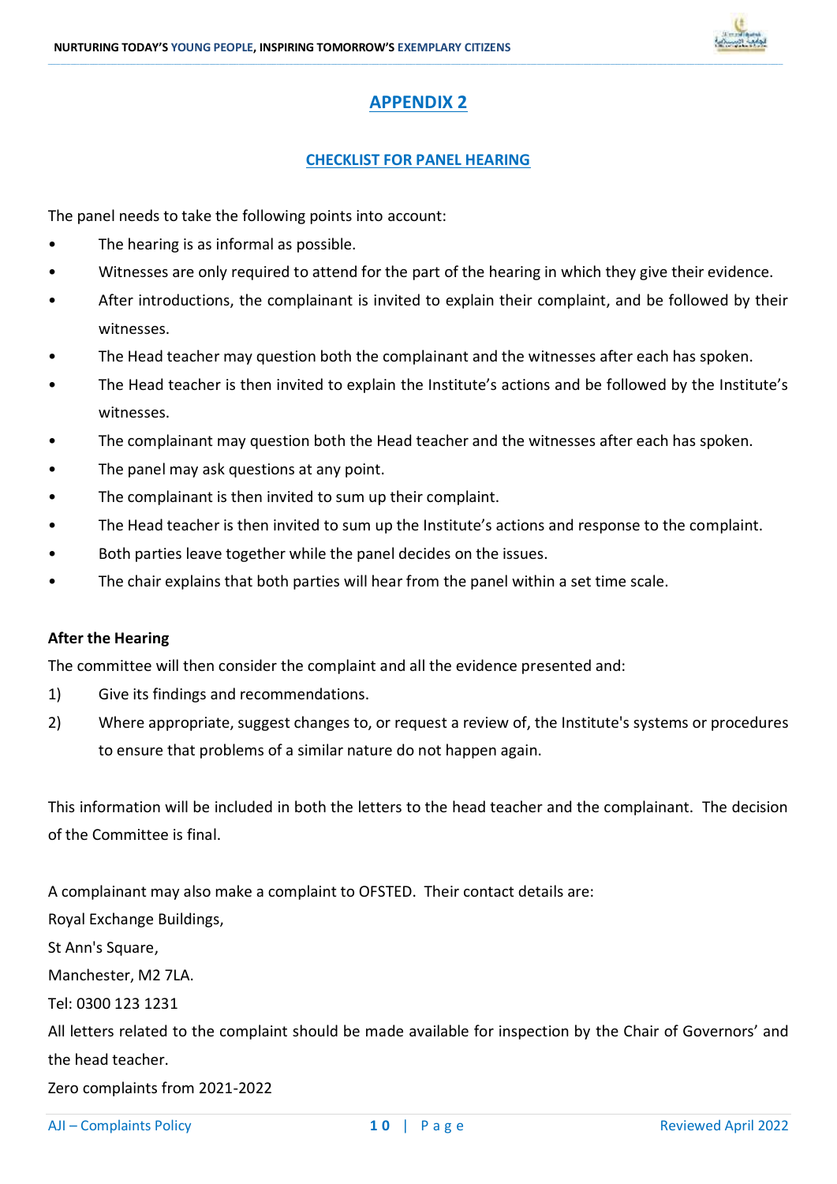# APPENDIX 2

## CHECKLIST FOR PANEL HEARING

The panel needs to take the following points into account:

- The hearing is as informal as possible.
- Witnesses are only required to attend for the part of the hearing in which they give their evidence.
- After introductions, the complainant is invited to explain their complaint, and be followed by their witnesses.
- The Head teacher may question both the complainant and the witnesses after each has spoken.
- The Head teacher is then invited to explain the Institute's actions and be followed by the Institute's witnesses.
- The complainant may question both the Head teacher and the witnesses after each has spoken.
- The panel may ask questions at any point.
- The complainant is then invited to sum up their complaint.
- The Head teacher is then invited to sum up the Institute's actions and response to the complaint.
- Both parties leave together while the panel decides on the issues.
- The chair explains that both parties will hear from the panel within a set time scale.

**After the Hearing**

The committee will then consider the complaint and all the evidence presented and:

1) Give its findings and recommendations.
2) Where appropriate, suggest changes to, or request a review of, the Institute's systems or procedures to ensure that problems of a similar nature do not happen again.

This information will be included in both the letters to the head teacher and the complainant. The decision of the Committee is final.

A complainant may also make a complaint to OFSTED. Their contact details are:

Royal Exchange Buildings,

St Ann's Square,

Manchester, M2 7LA.

Tel: 0300 123 1231

All letters related to the complaint should be made available for inspection by the Chair of Governors' and the head teacher.

Zero complaints from 2021-2022